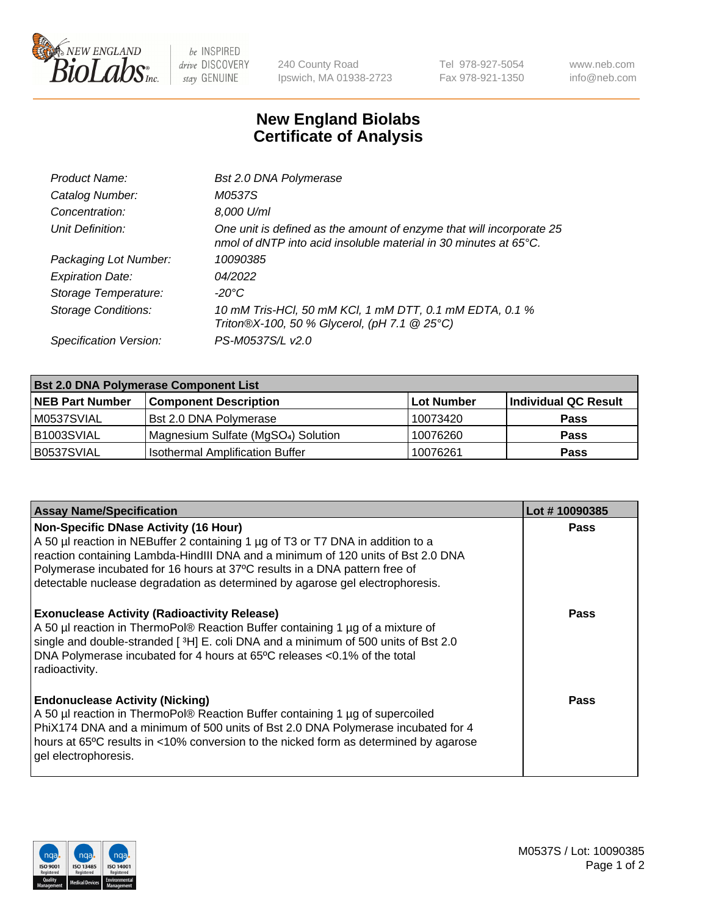# New England Biolabs Certificate of Analysis

| | |
|---|---|
| *Product Name:* | *Bst 2.0 DNA Polymerase* |
| *Catalog Number:* | *M0537S* |
| *Concentration:* | *8,000 U/ml* |
| *Unit Definition:* | *One unit is defined as the amount of enzyme that will incorporate 25 nmol of dNTP into acid insoluble material in 30 minutes at 65°C.* |
| *Packaging Lot Number:* | *10090385* |
| *Expiration Date:* | *04/2022* |
| *Storage Temperature:* | *-20°C* |
| *Storage Conditions:* | *10 mM Tris-HCl, 50 mM KCl, 1 mM DTT, 0.1 mM EDTA, 0.1 % Triton®X-100, 50 % Glycerol, (pH 7.1 @ 25°C)* |
| *Specification Version:* | *PS-M0537S/L v2.0* |

| **Bst 2.0 DNA Polymerase Component List** | | | |
|---|---|---|---|
| **NEB Part Number** | **Component Description** | **Lot Number** | **Individual QC Result** |
| M0537SVIAL | Bst 2.0 DNA Polymerase | 10073420 | **Pass** |
| B1003SVIAL | Magnesium Sulfate ($MgSO_4$) Solution | 10076260 | **Pass** |
| B0537SVIAL | Isothermal Amplification Buffer | 10076261 | **Pass** |

| **Assay Name/Specification** | **Lot # 10090385** |
|---|---|
| **Non-Specific DNase Activity (16 Hour)** A 50 µl reaction in NEBuffer 2 containing 1 µg of T3 or T7 DNA in addition to a reaction containing Lambda-HindIII DNA and a minimum of 120 units of Bst 2.0 DNA Polymerase incubated for 16 hours at 37ºC results in a DNA pattern free of detectable nuclease degradation as determined by agarose gel electrophoresis. | **Pass** |
| **Exonuclease Activity (Radioactivity Release)** A 50 µl reaction in ThermoPol® Reaction Buffer containing 1 µg of a mixture of single and double-stranded [ $^3$H] E. coli DNA and a minimum of 500 units of Bst 2.0 DNA Polymerase incubated for 4 hours at 65ºC releases <0.1% of the total radioactivity. | **Pass** |
| **Endonuclease Activity (Nicking)** A 50 µl reaction in ThermoPol® Reaction Buffer containing 1 µg of supercoiled PhiX174 DNA and a minimum of 500 units of Bst 2.0 DNA Polymerase incubated for 4 hours at 65ºC results in <10% conversion to the nicked form as determined by agarose gel electrophoresis. | **Pass** |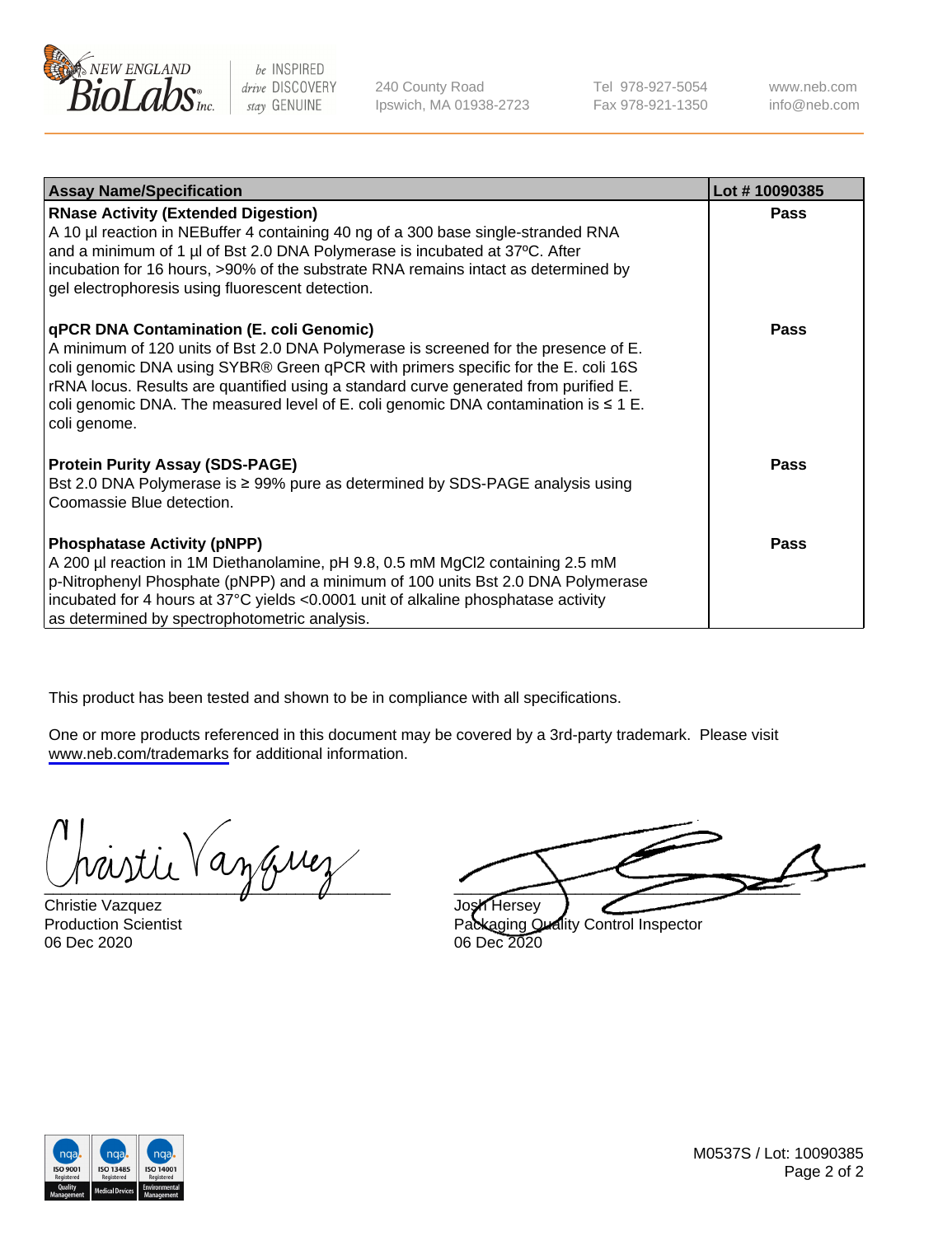be INSPIRED drive DISCOVERY stay GENUINE

240 County Road
Ipswich, MA 01938-2723

Tel 978-927-5054
Fax 978-921-1350

www.neb.com
info@neb.com

| Assay Name/Specification | Lot # 10090385 |
|---|---|
| **RNase Activity (Extended Digestion)**<br>A 10 µl reaction in NEBuffer 4 containing 40 ng of a 300 base single-stranded RNA and a minimum of 1 µl of Bst 2.0 DNA Polymerase is incubated at 37ºC. After incubation for 16 hours, >90% of the substrate RNA remains intact as determined by gel electrophoresis using fluorescent detection. | **Pass** |
| **qPCR DNA Contamination (E. coli Genomic)**<br>A minimum of 120 units of Bst 2.0 DNA Polymerase is screened for the presence of E. coli genomic DNA using SYBR® Green qPCR with primers specific for the E. coli 16S rRNA locus. Results are quantified using a standard curve generated from purified E. coli genomic DNA. The measured level of E. coli genomic DNA contamination is ≤ 1 E. coli genome. | **Pass** |
| **Protein Purity Assay (SDS-PAGE)**<br>Bst 2.0 DNA Polymerase is ≥ 99% pure as determined by SDS-PAGE analysis using Coomassie Blue detection. | **Pass** |
| **Phosphatase Activity (pNPP)**<br>A 200 µl reaction in 1M Diethanolamine, pH 9.8, 0.5 mM $MgCl_2$ containing 2.5 mM p-Nitrophenyl Phosphate (pNPP) and a minimum of 100 units Bst 2.0 DNA Polymerase incubated for 4 hours at 37°C yields <0.0001 unit of alkaline phosphatase activity as determined by spectrophotometric analysis. | **Pass** |

This product has been tested and shown to be in compliance with all specifications.

One or more products referenced in this document may be covered by a 3rd-party trademark. Please visit www.neb.com/trademarks for additional information.

Christie Vazquez
Production Scientist
06 Dec 2020

Josh Hersey
Packaging Quality Control Inspector
06 Dec 2020

M0537S / Lot: 10090385